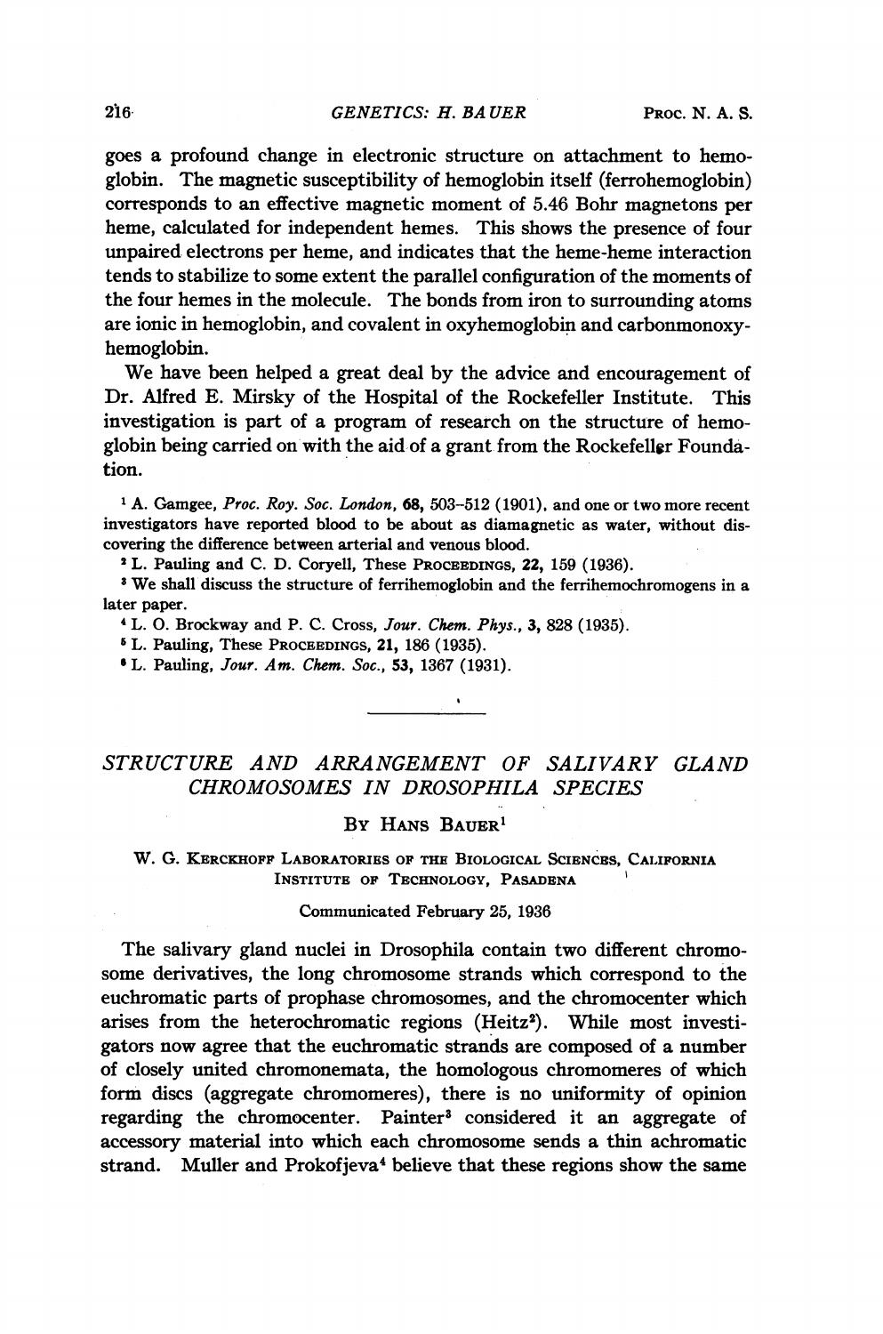goes a profound change in electronic structure on attachment to hemoglobin. The magnetic susceptibility of hemoglobin itself (ferrohemoglobin) corresponds to an effective magnetic moment of 5.46 Bohr magnetons per heme, calculated for independent hemes. This shows the presence of four unpaired electrons per heme, and indicates that the heme-heme interaction tends to stabilize to some extent the parallel configuration of the moments of the four hemes in the molecule. The bonds from iron to surrounding atoms are ionic in hemoglobin, and covalent in oxyhemoglobin and carbonmonoxyhemoglobin.

We have been helped a great deal by the advice and encouragement of Dr. Alfred E. Mirsky of the Hospital of the Rockefeller Institute. This investigation is part of a program of research on the structure of hemoglobin being carried on with the aid of a grant from the Rockefeller Foundation.

[1] A. Gamgee, *Proc. Roy. Soc. London*, **68**, 503–512 (1901), and one or two more recent investigators have reported blood to be about as diamagnetic as water, without discovering the difference between arterial and venous blood.

[2] L. Pauling and C. D. Coryell, These PROCEEDINGS, **22**, 159 (1936).

[3] We shall discuss the structure of ferrihemoglobin and the ferrihemochromogens in a later paper.

[4] L. O. Brockway and P. C. Cross, *Jour. Chem. Phys.*, **3**, 828 (1935).

[5] L. Pauling, These PROCEEDINGS, **21**, 186 (1935).

[6] L. Pauling, *Jour. Am. Chem. Soc.*, **53**, 1367 (1931).

---

# *STRUCTURE AND ARRANGEMENT OF SALIVARY GLAND CHROMOSOMES IN DROSOPHILA SPECIES*

By Hans Bauer[1]

W. G. Kerckhoff Laboratories of the Biological Sciences, California Institute of Technology, Pasadena

Communicated February 25, 1936

The salivary gland nuclei in Drosophila contain two different chromosome derivatives, the long chromosome strands which correspond to the euchromatic parts of prophase chromosomes, and the chromocenter which arises from the heterochromatic regions (Heitz[2]). While most investigators now agree that the euchromatic strands are composed of a number of closely united chromonemata, the homologous chromomeres of which form discs (aggregate chromomeres), there is no uniformity of opinion regarding the chromocenter. Painter[3] considered it an aggregate of accessory material into which each chromosome sends a thin achromatic strand. Muller and Prokofjeva[4] believe that these regions show the same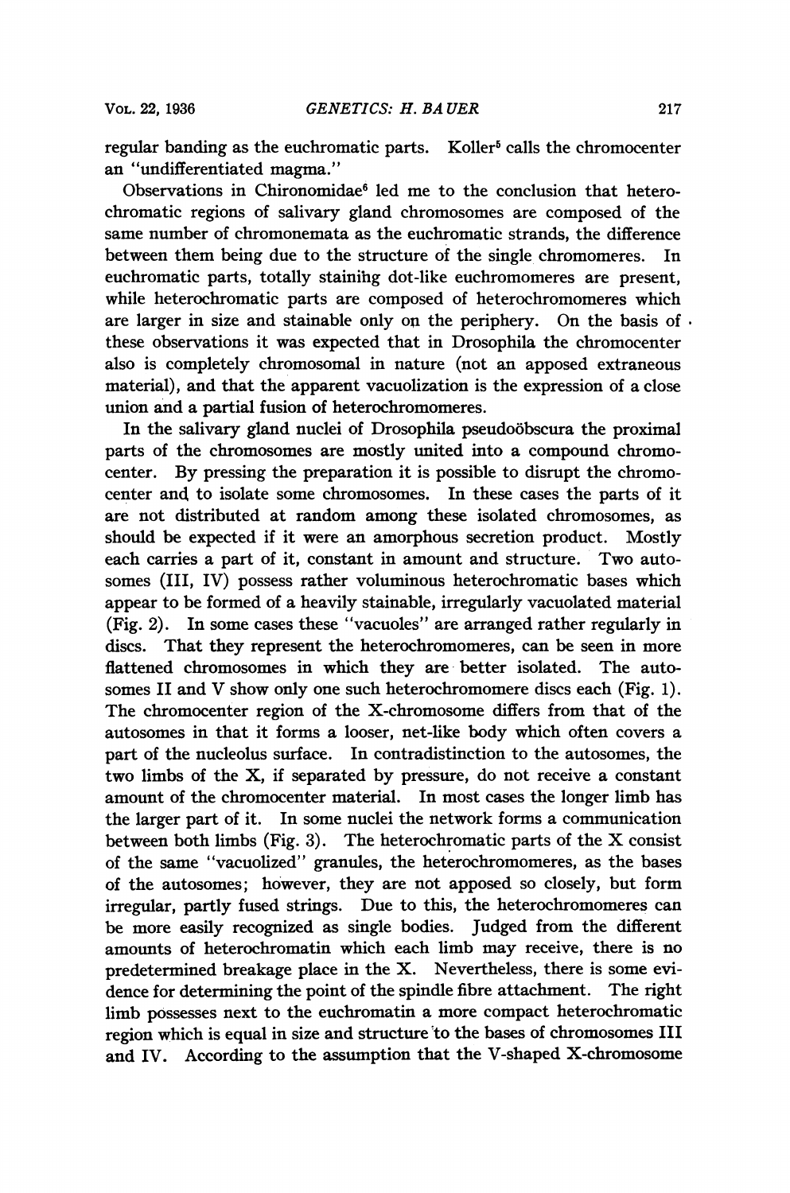regular banding as the euchromatic parts. Koller[5] calls the chromocenter an "undifferentiated magma."

Observations in Chironomidae[6] led me to the conclusion that heterochromatic regions of salivary gland chromosomes are composed of the same number of chromonemata as the euchromatic strands, the difference between them being due to the structure of the single chromomeres. In euchromatic parts, totally staining dot-like euchromomeres are present, while heterochromatic parts are composed of heterochromomeres which are larger in size and stainable only on the periphery. On the basis of these observations it was expected that in Drosophila the chromocenter also is completely chromosomal in nature (not an apposed extraneous material), and that the apparent vacuolization is the expression of a close union and a partial fusion of heterochromomeres.

In the salivary gland nuclei of Drosophila pseudoöbscura the proximal parts of the chromosomes are mostly united into a compound chromocenter. By pressing the preparation it is possible to disrupt the chromocenter and to isolate some chromosomes. In these cases the parts of it are not distributed at random among these isolated chromosomes, as should be expected if it were an amorphous secretion product. Mostly each carries a part of it, constant in amount and structure. Two autosomes (III, IV) possess rather voluminous heterochromatic bases which appear to be formed of a heavily stainable, irregularly vacuolated material (Fig. 2). In some cases these "vacuoles" are arranged rather regularly in discs. That they represent the heterochromomeres, can be seen in more flattened chromosomes in which they are better isolated. The autosomes II and V show only one such heterochromomere discs each (Fig. 1). The chromocenter region of the X-chromosome differs from that of the autosomes in that it forms a looser, net-like body which often covers a part of the nucleolus surface. In contradistinction to the autosomes, the two limbs of the X, if separated by pressure, do not receive a constant amount of the chromocenter material. In most cases the longer limb has the larger part of it. In some nuclei the network forms a communication between both limbs (Fig. 3). The heterochromatic parts of the X consist of the same "vacuolized" granules, the heterochromomeres, as the bases of the autosomes; however, they are not apposed so closely, but form irregular, partly fused strings. Due to this, the heterochromomeres can be more easily recognized as single bodies. Judged from the different amounts of heterochromatin which each limb may receive, there is no predetermined breakage place in the X. Nevertheless, there is some evidence for determining the point of the spindle fibre attachment. The right limb possesses next to the euchromatin a more compact heterochromatic region which is equal in size and structure to the bases of chromosomes III and IV. According to the assumption that the V-shaped X-chromosome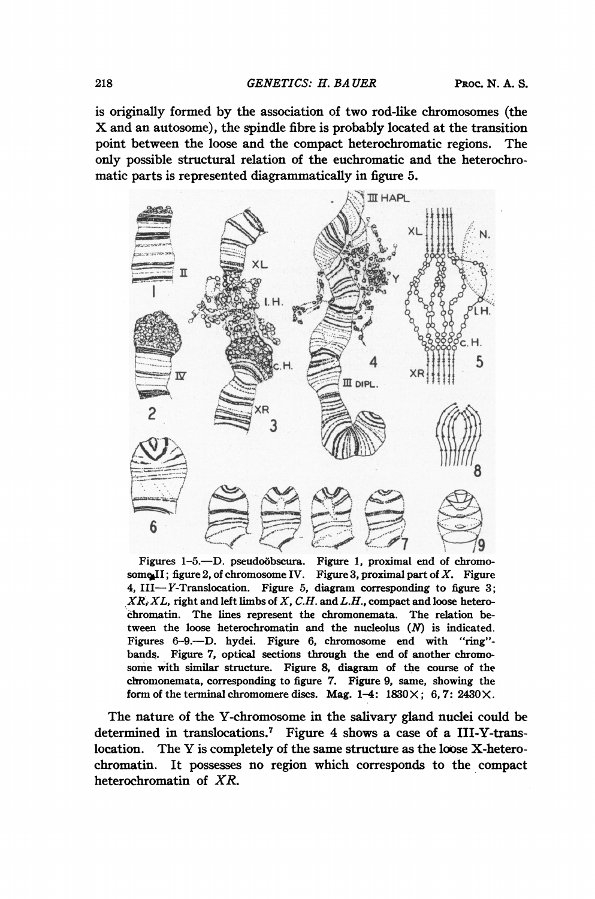is originally formed by the association of two rod-like chromosomes (the X and an autosome), the spindle fibre is probably located at the transition point between the loose and the compact heterochromatic regions. The only possible structural relation of the euchromatic and the heterochromatic parts is represented diagrammatically in figure 5.

Figures 1–5.—D. pseudoöbscura. Figure 1, proximal end of chromosome II; figure 2, of chromosome IV. Figure 3, proximal part of *X*. Figure 4, III—*Y*-Translocation. Figure 5, diagram corresponding to figure 3; *XR*, *XL*, right and left limbs of *X*, *C.H.* and *L.H.*, compact and loose heterochromatin. The lines represent the chromonemata. The relation between the loose heterochromatin and the nucleolus (*N*) is indicated. Figures 6–9.—D. hydei. Figure 6, chromosome end with "ring"-bands. Figure 7, optical sections through the end of another chromosome with similar structure. Figure 8, diagram of the course of the chromonemata, corresponding to figure 7. Figure 9, same, showing the form of the terminal chromomere discs. Mag. 1–4: 1830×; 6, 7: 2430×.

The nature of the Y-chromosome in the salivary gland nuclei could be determined in translocations.[7] Figure 4 shows a case of a III-Y-translocation. The Y is completely of the same structure as the loose X-heterochromatin. It possesses no region which corresponds to the compact heterochromatin of *XR*.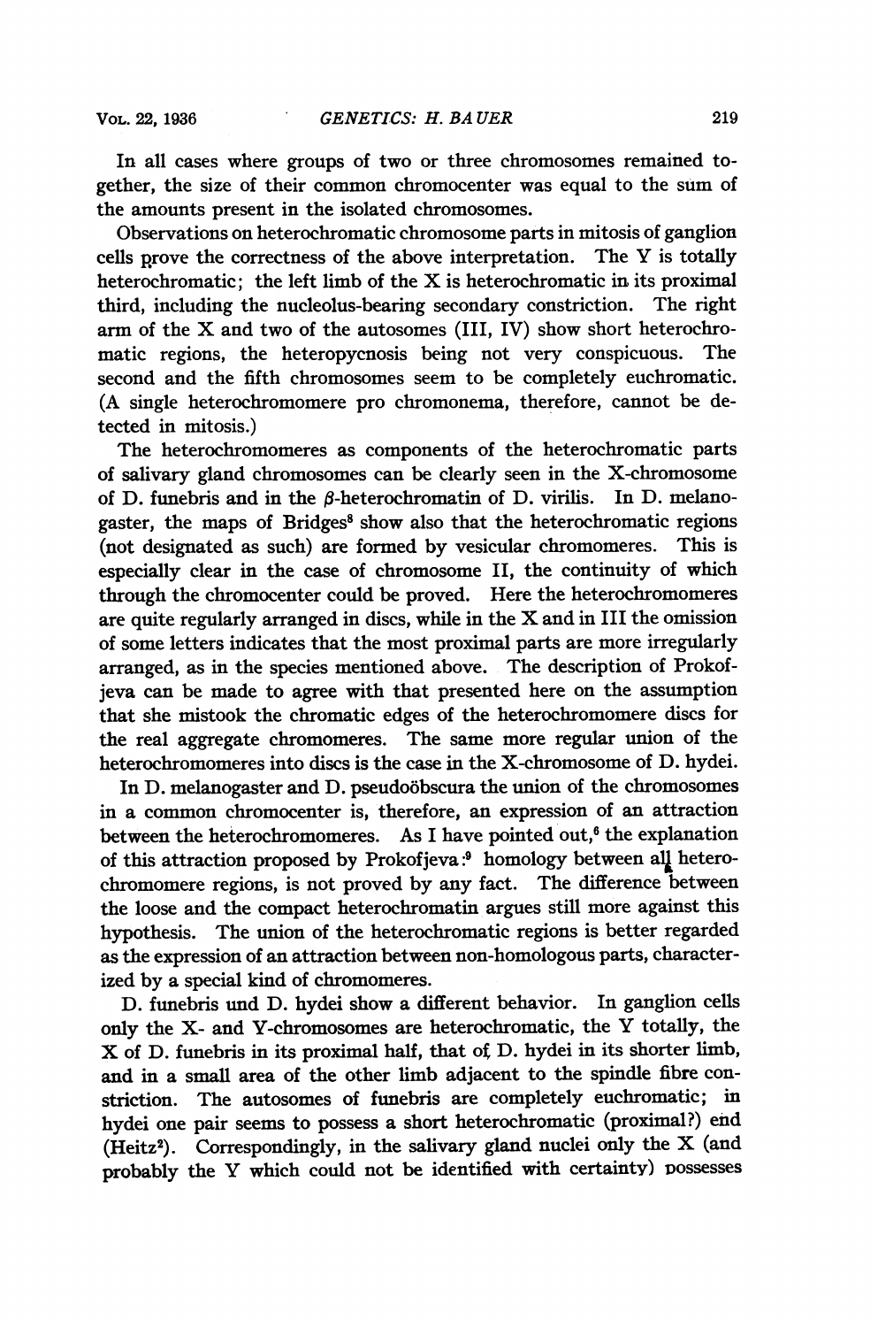In all cases where groups of two or three chromosomes remained together, the size of their common chromocenter was equal to the sum of the amounts present in the isolated chromosomes.

Observations on heterochromatic chromosome parts in mitosis of ganglion cells prove the correctness of the above interpretation. The Y is totally heterochromatic; the left limb of the X is heterochromatic in its proximal third, including the nucleolus-bearing secondary constriction. The right arm of the X and two of the autosomes (III, IV) show short heterochromatic regions, the heteropycnosis being not very conspicuous. The second and the fifth chromosomes seem to be completely euchromatic. (A single heterochromomere pro chromonema, therefore, cannot be detected in mitosis.)

The heterochromomeres as components of the heterochromatic parts of salivary gland chromosomes can be clearly seen in the X-chromosome of D. funebris and in the β-heterochromatin of D. virilis. In D. melanogaster, the maps of Bridges[8] show also that the heterochromatic regions (not designated as such) are formed by vesicular chromomeres. This is especially clear in the case of chromosome II, the continuity of which through the chromocenter could be proved. Here the heterochromomeres are quite regularly arranged in discs, while in the X and in III the omission of some letters indicates that the most proximal parts are more irregularly arranged, as in the species mentioned above. The description of Prokofjeva can be made to agree with that presented here on the assumption that she mistook the chromatic edges of the heterochromomere discs for the real aggregate chromomeres. The same more regular union of the heterochromomeres into discs is the case in the X-chromosome of D. hydei.

In D. melanogaster and D. pseudoöbscura the union of the chromosomes in a common chromocenter is, therefore, an expression of an attraction between the heterochromomeres. As I have pointed out,[6] the explanation of this attraction proposed by Prokofjeva:[9] homology between all heterochromomere regions, is not proved by any fact. The difference between the loose and the compact heterochromatin argues still more against this hypothesis. The union of the heterochromatic regions is better regarded as the expression of an attraction between non-homologous parts, characterized by a special kind of chromomeres.

D. funebris und D. hydei show a different behavior. In ganglion cells only the X- and Y-chromosomes are heterochromatic, the Y totally, the X of D. funebris in its proximal half, that of D. hydei in its shorter limb, and in a small area of the other limb adjacent to the spindle fibre constriction. The autosomes of funebris are completely euchromatic; in hydei one pair seems to possess a short heterochromatic (proximal?) end (Heitz[2]). Correspondingly, in the salivary gland nuclei only the X (and probably the Y which could not be identified with certainty) possesses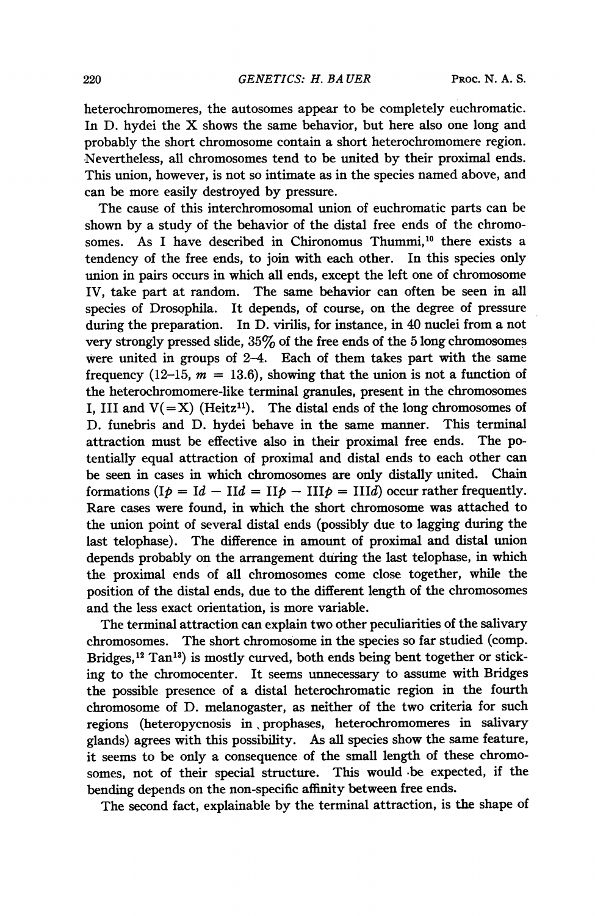heterochromomeres, the autosomes appear to be completely euchromatic. In D. hydei the X shows the same behavior, but here also one long and probably the short chromosome contain a short heterochromomere region. Nevertheless, all chromosomes tend to be united by their proximal ends. This union, however, is not so intimate as in the species named above, and can be more easily destroyed by pressure.

The cause of this interchromosomal union of euchromatic parts can be shown by a study of the behavior of the distal free ends of the chromosomes. As I have described in Chironomus Thummi,[10] there exists a tendency of the free ends, to join with each other. In this species only union in pairs occurs in which all ends, except the left one of chromosome IV, take part at random. The same behavior can often be seen in all species of Drosophila. It depends, of course, on the degree of pressure during the preparation. In D. virilis, for instance, in 40 nuclei from a not very strongly pressed slide, 35% of the free ends of the 5 long chromosomes were united in groups of 2–4. Each of them takes part with the same frequency (12–15, $m = 13.6$), showing that the union is not a function of the heterochromomere-like terminal granules, present in the chromosomes I, III and V(=X) (Heitz[11]). The distal ends of the long chromosomes of D. funebris and D. hydei behave in the same manner. This terminal attraction must be effective also in their proximal free ends. The potentially equal attraction of proximal and distal ends to each other can be seen in cases in which chromosomes are only distally united. Chain formations ($Ip = Id - IId = IIp - IIIp = IIId$) occur rather frequently. Rare cases were found, in which the short chromosome was attached to the union point of several distal ends (possibly due to lagging during the last telophase). The difference in amount of proximal and distal union depends probably on the arrangement during the last telophase, in which the proximal ends of all chromosomes come close together, while the position of the distal ends, due to the different length of the chromosomes and the less exact orientation, is more variable.

The terminal attraction can explain two other peculiarities of the salivary chromosomes. The short chromosome in the species so far studied (comp. Bridges,[12] Tan[13]) is mostly curved, both ends being bent together or sticking to the chromocenter. It seems unnecessary to assume with Bridges the possible presence of a distal heterochromatic region in the fourth chromosome of D. melanogaster, as neither of the two criteria for such regions (heteropycnosis in prophases, heterochromomeres in salivary glands) agrees with this possibility. As all species show the same feature, it seems to be only a consequence of the small length of these chromosomes, not of their special structure. This would be expected, if the bending depends on the non-specific affinity between free ends.

The second fact, explainable by the terminal attraction, is the shape of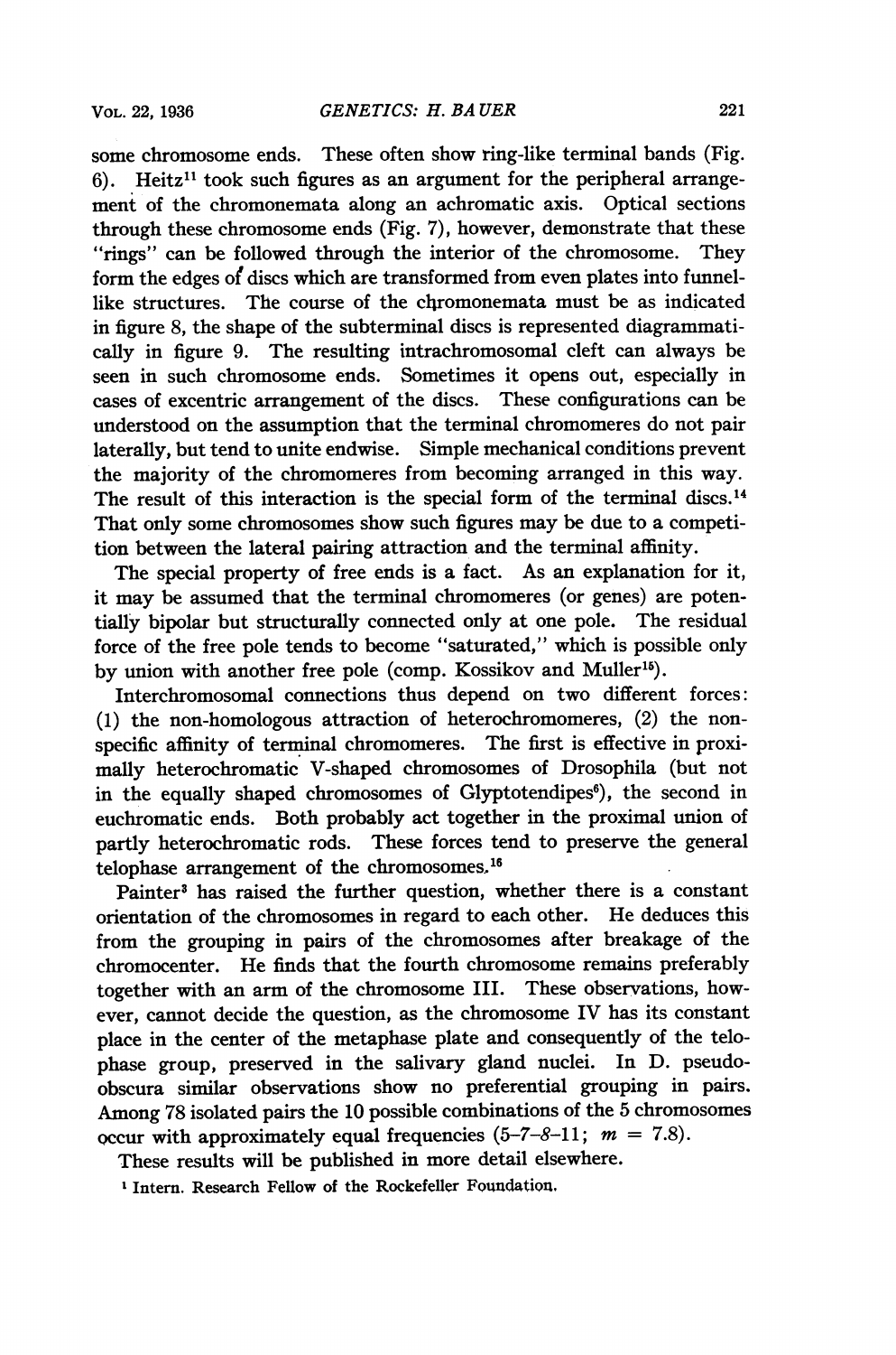some chromosome ends. These often show ring-like terminal bands (Fig. 6). Heitz[11] took such figures as an argument for the peripheral arrangement of the chromonemata along an achromatic axis. Optical sections through these chromosome ends (Fig. 7), however, demonstrate that these "rings" can be followed through the interior of the chromosome. They form the edges of discs which are transformed from even plates into funnel-like structures. The course of the chromonemata must be as indicated in figure 8, the shape of the subterminal discs is represented diagrammatically in figure 9. The resulting intrachromosomal cleft can always be seen in such chromosome ends. Sometimes it opens out, especially in cases of excentric arrangement of the discs. These configurations can be understood on the assumption that the terminal chromomeres do not pair laterally, but tend to unite endwise. Simple mechanical conditions prevent the majority of the chromomeres from becoming arranged in this way. The result of this interaction is the special form of the terminal discs.[14] That only some chromosomes show such figures may be due to a competition between the lateral pairing attraction and the terminal affinity.

The special property of free ends is a fact. As an explanation for it, it may be assumed that the terminal chromomeres (or genes) are potentially bipolar but structurally connected only at one pole. The residual force of the free pole tends to become "saturated," which is possible only by union with another free pole (comp. Kossikov and Muller[15]).

Interchromosomal connections thus depend on two different forces: (1) the non-homologous attraction of heterochromomeres, (2) the non-specific affinity of terminal chromomeres. The first is effective in proximally heterochromatic V-shaped chromosomes of Drosophila (but not in the equally shaped chromosomes of Glyptotendipes[6]), the second in euchromatic ends. Both probably act together in the proximal union of partly heterochromatic rods. These forces tend to preserve the general telophase arrangement of the chromosomes.[16]

Painter[3] has raised the further question, whether there is a constant orientation of the chromosomes in regard to each other. He deduces this from the grouping in pairs of the chromosomes after breakage of the chromocenter. He finds that the fourth chromosome remains preferably together with an arm of the chromosome III. These observations, however, cannot decide the question, as the chromosome IV has its constant place in the center of the metaphase plate and consequently of the telophase group, preserved in the salivary gland nuclei. In D. pseudoobscura similar observations show no preferential grouping in pairs. Among 78 isolated pairs the 10 possible combinations of the 5 chromosomes occur with approximately equal frequencies (5–7–8–11; $m = 7.8$).

These results will be published in more detail elsewhere.

[1] Intern. Research Fellow of the Rockefeller Foundation.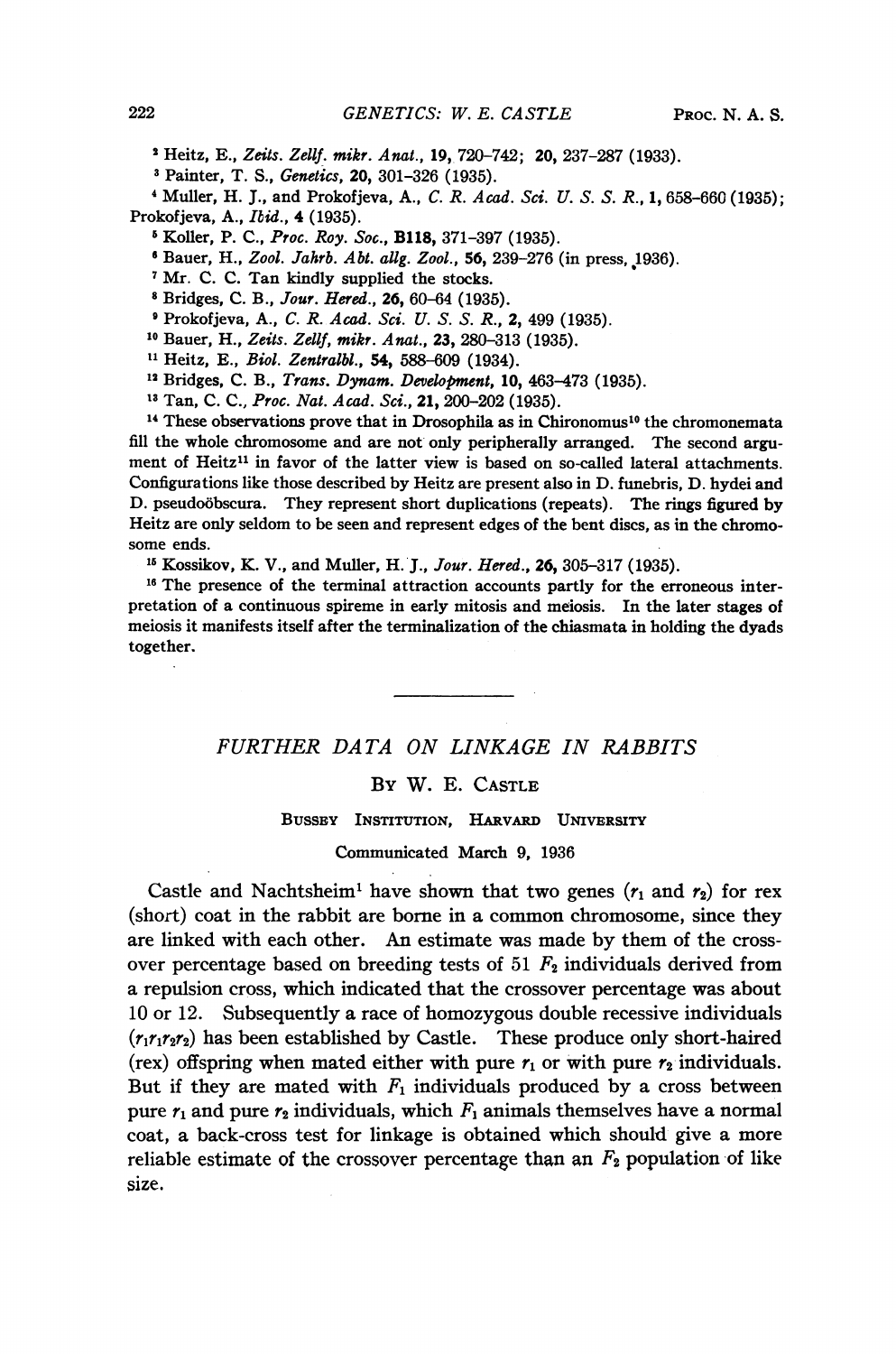[2] Heitz, E., *Zeits. Zellf. mikr. Anat.*, **19**, 720–742; **20**, 237–287 (1933).

[3] Painter, T. S., *Genetics*, **20**, 301–326 (1935).

[4] Muller, H. J., and Prokofjeva, A., *C. R. Acad. Sci. U. S. S. R.*, **1**, 658–660 (1935); Prokofjeva, A., *Ibid.*, **4** (1935).

[5] Koller, P. C., *Proc. Roy. Soc.*, **B118**, 371–397 (1935).

[6] Bauer, H., *Zool. Jahrb. Abt. allg. Zool.*, **56**, 239–276 (in press, 1936).

[7] Mr. C. C. Tan kindly supplied the stocks.

[8] Bridges, C. B., *Jour. Hered.*, **26**, 60–64 (1935).

[9] Prokofjeva, A., *C. R. Acad. Sci. U. S. S. R.*, **2**, 499 (1935).

[10] Bauer, H., *Zeits. Zellf. mikr. Anat.*, **23**, 280–313 (1935).

[11] Heitz, E., *Biol. Zentralbl.*, **54**, 588–609 (1934).

[12] Bridges, C. B., *Trans. Dynam. Development*, **10**, 463–473 (1935).

[13] Tan, C. C., *Proc. Nat. Acad. Sci.*, **21**, 200–202 (1935).

[14] These observations prove that in Drosophila as in Chironomus[10] the chromonemata fill the whole chromosome and are not only peripherally arranged. The second argument of Heitz[11] in favor of the latter view is based on so-called lateral attachments. Configurations like those described by Heitz are present also in D. funebris, D. hydei and D. pseudoöbscura. They represent short duplications (repeats). The rings figured by Heitz are only seldom to be seen and represent edges of the bent discs, as in the chromosome ends.

[15] Kossikov, K. V., and Muller, H. J., *Jour. Hered.*, **26**, 305–317 (1935).

[16] The presence of the terminal attraction accounts partly for the erroneous interpretation of a continuous spireme in early mitosis and meiosis. In the later stages of meiosis it manifests itself after the terminalization of the chiasmata in holding the dyads together.

---

# FURTHER DATA ON LINKAGE IN RABBITS

By W. E. Castle

Bussey Institution, Harvard University

Communicated March 9, 1936

Castle and Nachtsheim[1] have shown that two genes ($r_1$ and $r_2$) for rex (short) coat in the rabbit are borne in a common chromosome, since they are linked with each other. An estimate was made by them of the crossover percentage based on breeding tests of 51 $F_2$ individuals derived from a repulsion cross, which indicated that the crossover percentage was about 10 or 12. Subsequently a race of homozygous double recessive individuals ($r_1r_1r_2r_2$) has been established by Castle. These produce only short-haired (rex) offspring when mated either with pure $r_1$ or with pure $r_2$ individuals. But if they are mated with $F_1$ individuals produced by a cross between pure $r_1$ and pure $r_2$ individuals, which $F_1$ animals themselves have a normal coat, a back-cross test for linkage is obtained which should give a more reliable estimate of the crossover percentage than an $F_2$ population of like size.